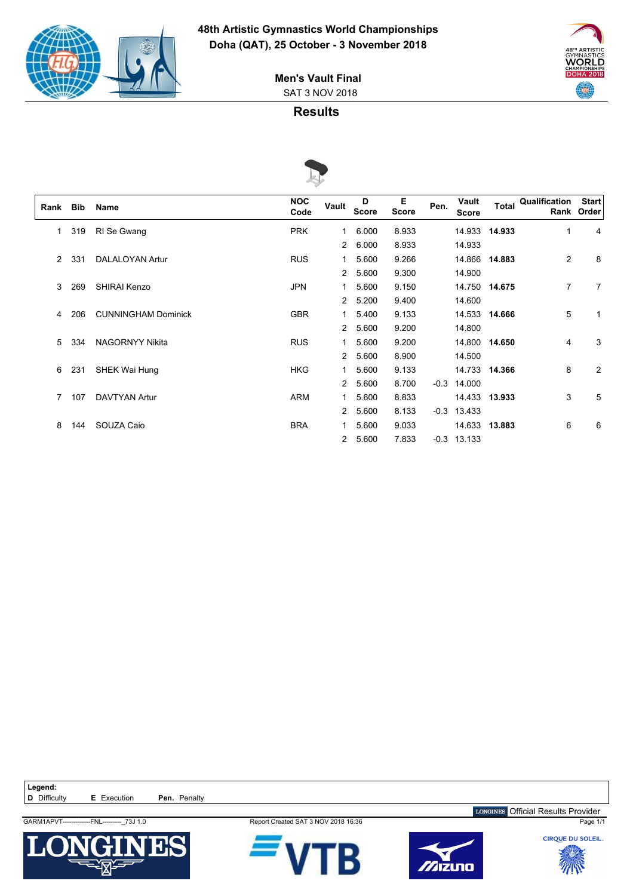# 48th Artistic Gymnastics World Championships

**Doha (QAT), 25 October - 3 November 2018**

## Men's Vault Final

SAT 3 NOV 2018

## Results

| Rank | Bib | Name | NOC Code | Vault | D Score | E Score | Pen. | Vault Score | Total | Qualification Rank | Start Order |
|---|---|---|---|---|---|---|---|---|---|---|---|
| 1 | 319 | RI Se Gwang | PRK | 1 | 6.000 | 8.933 | | 14.933 | **14.933** | 1 | 4 |
| | | | | 2 | 6.000 | 8.933 | | 14.933 | | | |
| 2 | 331 | DALALOYAN Artur | RUS | 1 | 5.600 | 9.266 | | 14.866 | **14.883** | 2 | 8 |
| | | | | 2 | 5.600 | 9.300 | | 14.900 | | | |
| 3 | 269 | SHIRAI Kenzo | JPN | 1 | 5.600 | 9.150 | | 14.750 | **14.675** | 7 | 7 |
| | | | | 2 | 5.200 | 9.400 | | 14.600 | | | |
| 4 | 206 | CUNNINGHAM Dominick | GBR | 1 | 5.400 | 9.133 | | 14.533 | **14.666** | 5 | 1 |
| | | | | 2 | 5.600 | 9.200 | | 14.800 | | | |
| 5 | 334 | NAGORNYY Nikita | RUS | 1 | 5.600 | 9.200 | | 14.800 | **14.650** | 4 | 3 |
| | | | | 2 | 5.600 | 8.900 | | 14.500 | | | |
| 6 | 231 | SHEK Wai Hung | HKG | 1 | 5.600 | 9.133 | | 14.733 | **14.366** | 8 | 2 |
| | | | | 2 | 5.600 | 8.700 | -0.3 | 14.000 | | | |
| 7 | 107 | DAVTYAN Artur | ARM | 1 | 5.600 | 8.833 | | 14.433 | **13.933** | 3 | 5 |
| | | | | 2 | 5.600 | 8.133 | -0.3 | 13.433 | | | |
| 8 | 144 | SOUZA Caio | BRA | 1 | 5.600 | 9.033 | | 14.633 | **13.883** | 6 | 6 |
| | | | | 2 | 5.600 | 7.833 | -0.3 | 13.133 | | | |

**Legend:**
**D** Difficulty **E** Execution **Pen.** Penalty

Official Results Provider

GARM1APVT--------------FNL---------_73J 1.0 Report Created SAT 3 NOV 2018 16:36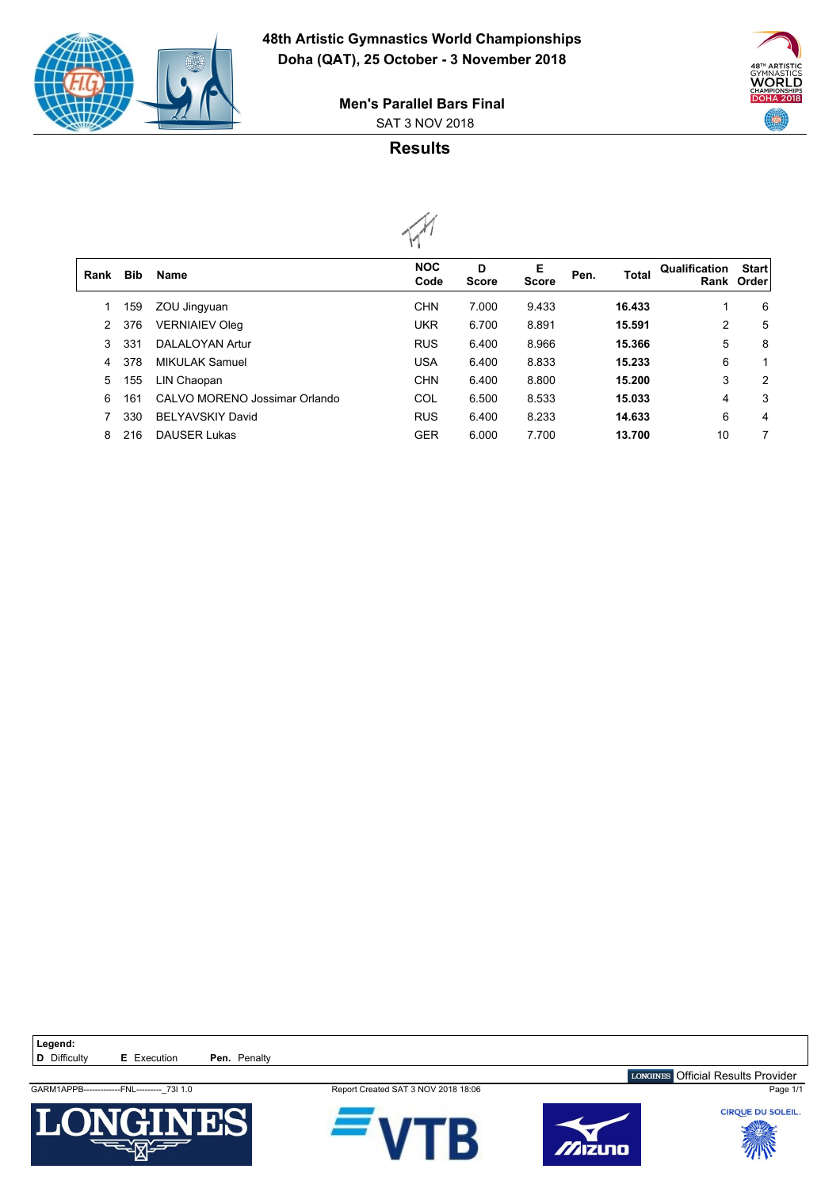# 48th Artistic Gymnastics World Championships

**Doha (QAT), 25 October - 3 November 2018**

## Men's Parallel Bars Final

SAT 3 NOV 2018

## Results

| Rank | Bib | Name | NOC Code | D Score | E Score | Pen. | Total | Qualification Rank | Start Order |
|---|---|---|---|---|---|---|---|---|---|
| 1 | 159 | ZOU Jingyuan | CHN | 7.000 | 9.433 | | **16.433** | 1 | 6 |
| 2 | 376 | VERNIAIEV Oleg | UKR | 6.700 | 8.891 | | **15.591** | 2 | 5 |
| 3 | 331 | DALALOYAN Artur | RUS | 6.400 | 8.966 | | **15.366** | 5 | 8 |
| 4 | 378 | MIKULAK Samuel | USA | 6.400 | 8.833 | | **15.233** | 6 | 1 |
| 5 | 155 | LIN Chaopan | CHN | 6.400 | 8.800 | | **15.200** | 3 | 2 |
| 6 | 161 | CALVO MORENO Jossimar Orlando | COL | 6.500 | 8.533 | | **15.033** | 4 | 3 |
| 7 | 330 | BELYAVSKIY David | RUS | 6.400 | 8.233 | | **14.633** | 6 | 4 |
| 8 | 216 | DAUSER Lukas | GER | 6.000 | 7.700 | | **13.700** | 10 | 7 |

**Legend:**
**D** Difficulty **E** Execution **Pen.** Penalty

LONGINES Official Results Provider

GARM1APPB-------------FNL---------_73I 1.0 Report Created SAT 3 NOV 2018 18:06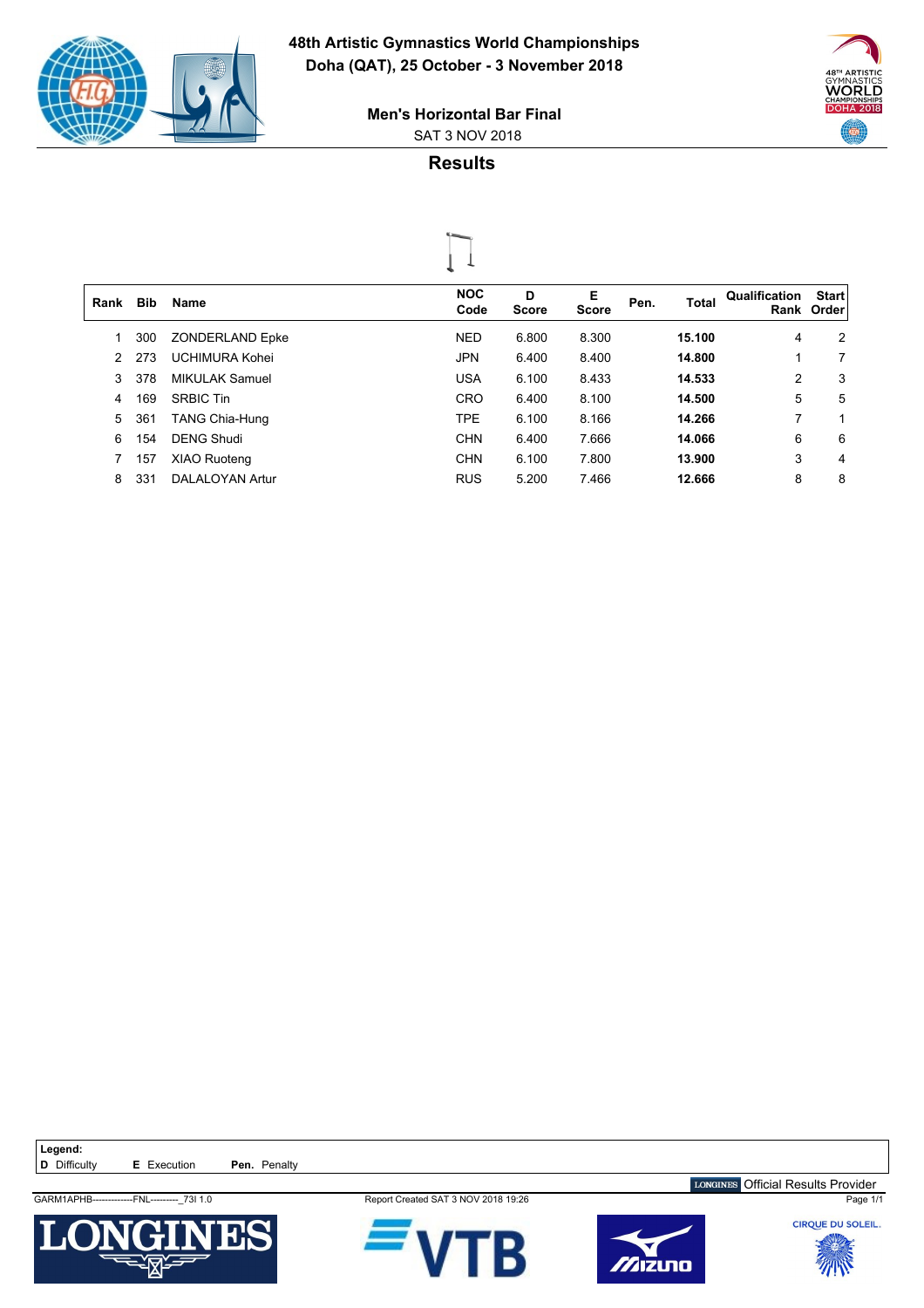# 48th Artistic Gymnastics World Championships

**Doha (QAT), 25 October - 3 November 2018**

## Men's Horizontal Bar Final

SAT 3 NOV 2018

## Results

| Rank | Bib | Name | NOC Code | D Score | E Score | Pen. | Total | Qualification Rank | Start Order |
|---|---|---|---|---|---|---|---|---|---|
| 1 | 300 | ZONDERLAND Epke | NED | 6.800 | 8.300 | | **15.100** | 4 | 2 |
| 2 | 273 | UCHIMURA Kohei | JPN | 6.400 | 8.400 | | **14.800** | 1 | 7 |
| 3 | 378 | MIKULAK Samuel | USA | 6.100 | 8.433 | | **14.533** | 2 | 3 |
| 4 | 169 | SRBIC Tin | CRO | 6.400 | 8.100 | | **14.500** | 5 | 5 |
| 5 | 361 | TANG Chia-Hung | TPE | 6.100 | 8.166 | | **14.266** | 7 | 1 |
| 6 | 154 | DENG Shudi | CHN | 6.400 | 7.666 | | **14.066** | 6 | 6 |
| 7 | 157 | XIAO Ruoteng | CHN | 6.100 | 7.800 | | **13.900** | 3 | 4 |
| 8 | 331 | DALALOYAN Artur | RUS | 5.200 | 7.466 | | **12.666** | 8 | 8 |

**Legend:**
**D** Difficulty  **E** Execution  **Pen.** Penalty

LONGINES Official Results Provider

GARM1APHB-------------FNL---------_73I 1.0   Report Created SAT 3 NOV 2018 19:26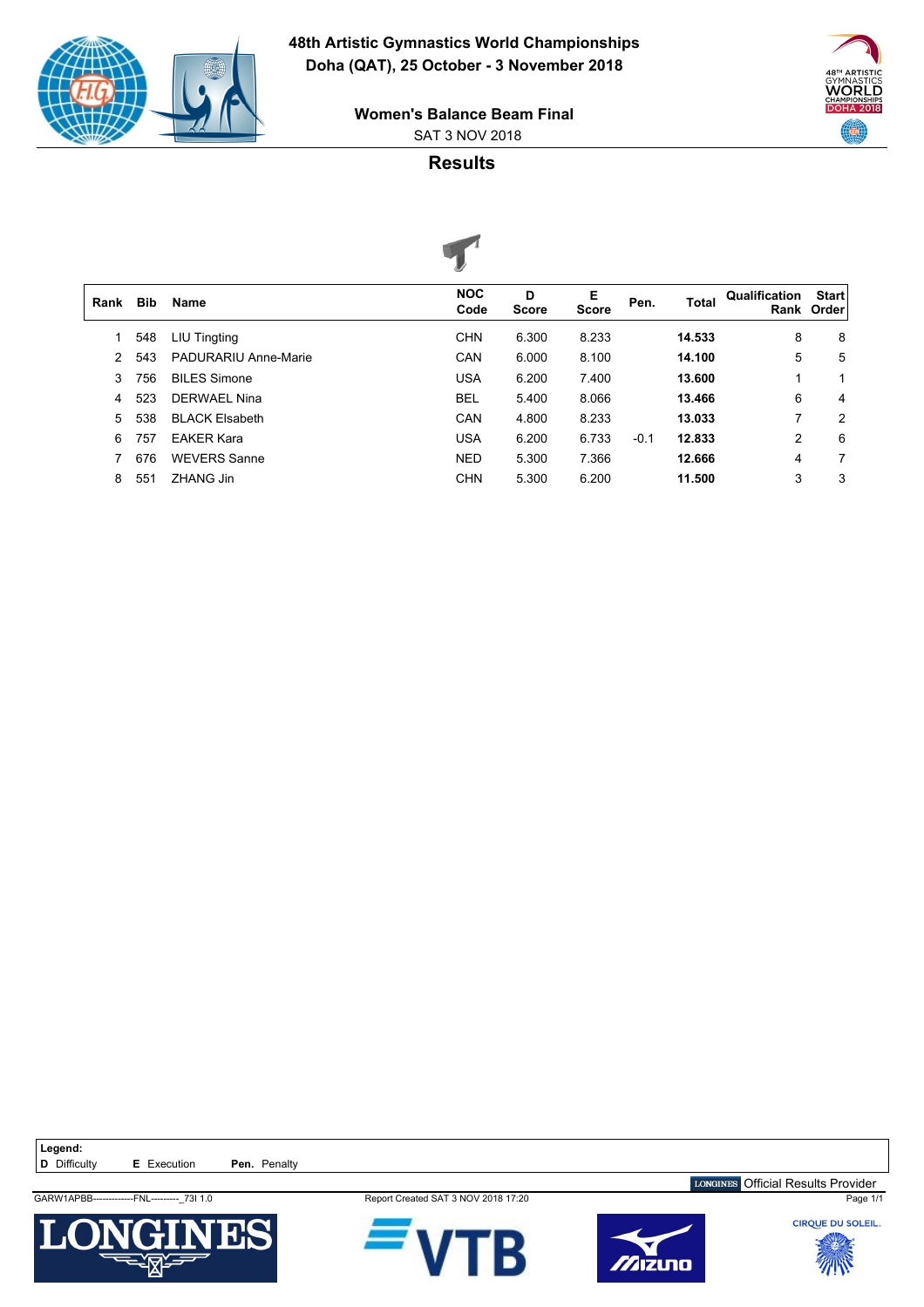# 48th Artistic Gymnastics World Championships

**Doha (QAT), 25 October - 3 November 2018**

## Women's Balance Beam Final

SAT 3 NOV 2018

## Results

| Rank | Bib | Name | NOC Code | D Score | E Score | Pen. | Total | Qualification Rank | Start Order |
|---|---|---|---|---|---|---|---|---|---|
| 1 | 548 | LIU Tingting | CHN | 6.300 | 8.233 | | **14.533** | 8 | 8 |
| 2 | 543 | PADURARIU Anne-Marie | CAN | 6.000 | 8.100 | | **14.100** | 5 | 5 |
| 3 | 756 | BILES Simone | USA | 6.200 | 7.400 | | **13.600** | 1 | 1 |
| 4 | 523 | DERWAEL Nina | BEL | 5.400 | 8.066 | | **13.466** | 6 | 4 |
| 5 | 538 | BLACK Elsabeth | CAN | 4.800 | 8.233 | | **13.033** | 7 | 2 |
| 6 | 757 | EAKER Kara | USA | 6.200 | 6.733 | -0.1 | **12.833** | 2 | 6 |
| 7 | 676 | WEVERS Sanne | NED | 5.300 | 7.366 | | **12.666** | 4 | 7 |
| 8 | 551 | ZHANG Jin | CHN | 5.300 | 6.200 | | **11.500** | 3 | 3 |

**Legend:**
**D** Difficulty **E** Execution **Pen.** Penalty

LONGINES Official Results Provider

GARW1APBB--------------FNL----------_73I 1.0 Report Created SAT 3 NOV 2018 17:20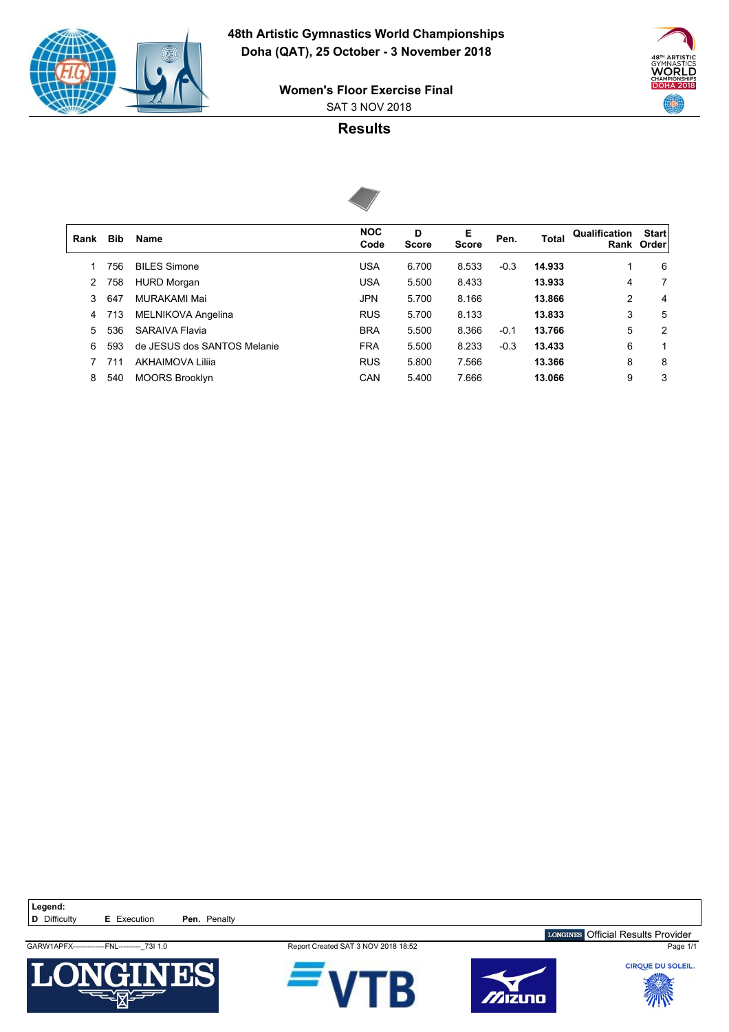**48th Artistic Gymnastics World Championships**
**Doha (QAT), 25 October - 3 November 2018**

**Women's Floor Exercise Final**
SAT 3 NOV 2018

## Results

| Rank | Bib | Name | NOC Code | D Score | E Score | Pen. | Total | Qualification Rank | Start Order |
|---|---|---|---|---|---|---|---|---|---|
| 1 | 756 | BILES Simone | USA | 6.700 | 8.533 | -0.3 | **14.933** | 1 | 6 |
| 2 | 758 | HURD Morgan | USA | 5.500 | 8.433 | | **13.933** | 4 | 7 |
| 3 | 647 | MURAKAMI Mai | JPN | 5.700 | 8.166 | | **13.866** | 2 | 4 |
| 4 | 713 | MELNIKOVA Angelina | RUS | 5.700 | 8.133 | | **13.833** | 3 | 5 |
| 5 | 536 | SARAIVA Flavia | BRA | 5.500 | 8.366 | -0.1 | **13.766** | 5 | 2 |
| 6 | 593 | de JESUS dos SANTOS Melanie | FRA | 5.500 | 8.233 | -0.3 | **13.433** | 6 | 1 |
| 7 | 711 | AKHAIMOVA Liliia | RUS | 5.800 | 7.566 | | **13.366** | 8 | 8 |
| 8 | 540 | MOORS Brooklyn | CAN | 5.400 | 7.666 | | **13.066** | 9 | 3 |

**Legend:**
**D** Difficulty **E** Execution **Pen.** Penalty

LONGINES Official Results Provider

GARW1APFX-------------FNL---------_73I 1.0 Report Created SAT 3 NOV 2018 18:52